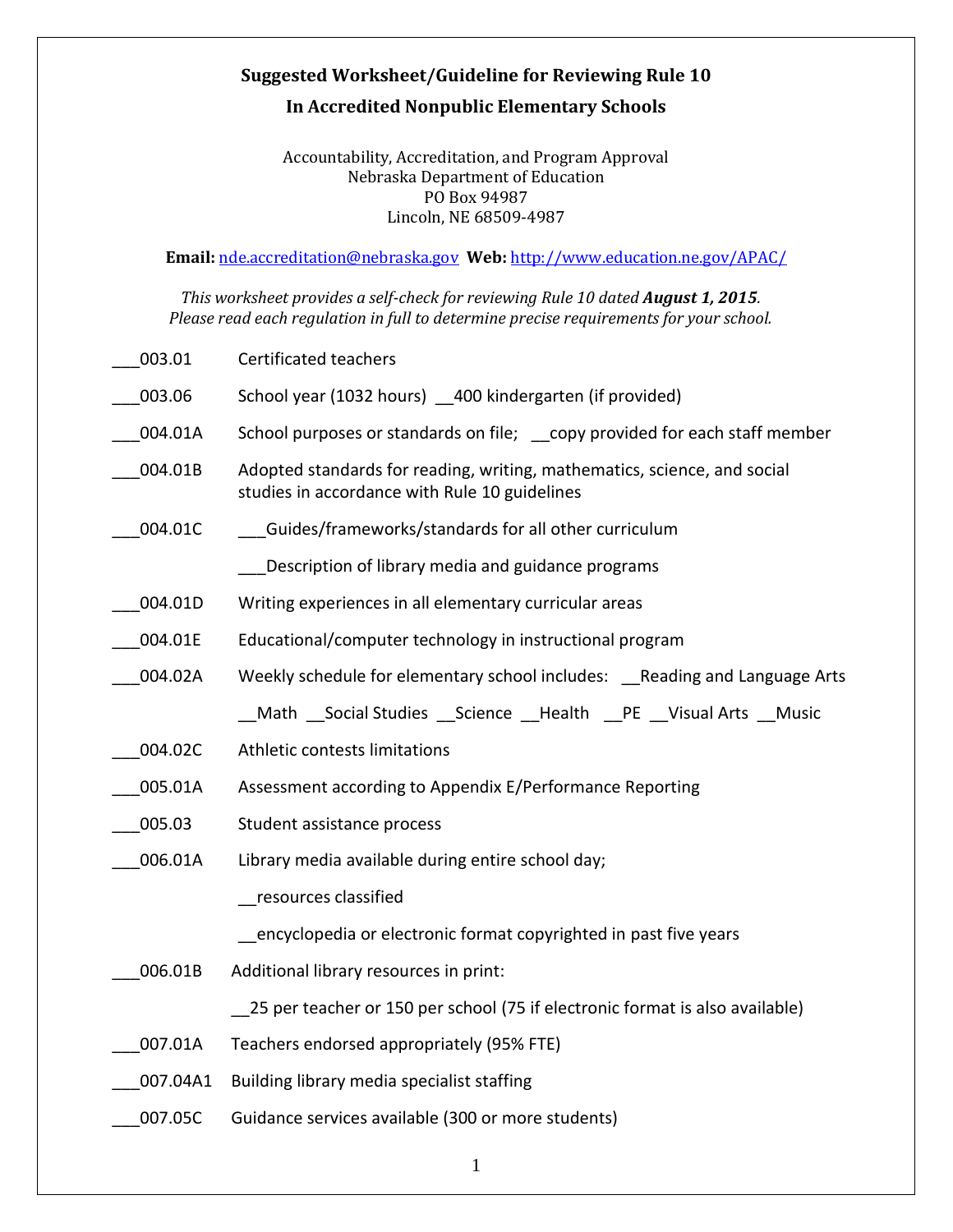**Suggested Worksheet/Guideline for Reviewing Rule 10**

**In Accredited Nonpublic Elementary Schools**

Accountability, Accreditation, and Program Approval
Nebraska Department of Education
PO Box 94987
Lincoln, NE 68509-4987

**Email:** nde.accreditation@nebraska.gov **Web:** http://www.education.ne.gov/APAC/

*This worksheet provides a self-check for reviewing Rule 10 dated **August 1, 2015**.*
*Please read each regulation in full to determine precise requirements for your school.*

___003.01 Certificated teachers

___003.06 School year (1032 hours) __400 kindergarten (if provided)

___004.01A School purposes or standards on file; __copy provided for each staff member

___004.01B Adopted standards for reading, writing, mathematics, science, and social studies in accordance with Rule 10 guidelines

___004.01C ___Guides/frameworks/standards for all other curriculum

___Description of library media and guidance programs

___004.01D Writing experiences in all elementary curricular areas

___004.01E Educational/computer technology in instructional program

___004.02A Weekly schedule for elementary school includes: __Reading and Language Arts

__Math __Social Studies __Science __Health __PE __Visual Arts __Music

___004.02C Athletic contests limitations

___005.01A Assessment according to Appendix E/Performance Reporting

___005.03 Student assistance process

___006.01A Library media available during entire school day;

__resources classified

__encyclopedia or electronic format copyrighted in past five years

___006.01B Additional library resources in print:

__25 per teacher or 150 per school (75 if electronic format is also available)

___007.01A Teachers endorsed appropriately (95% FTE)

___007.04A1 Building library media specialist staffing

___007.05C Guidance services available (300 or more students)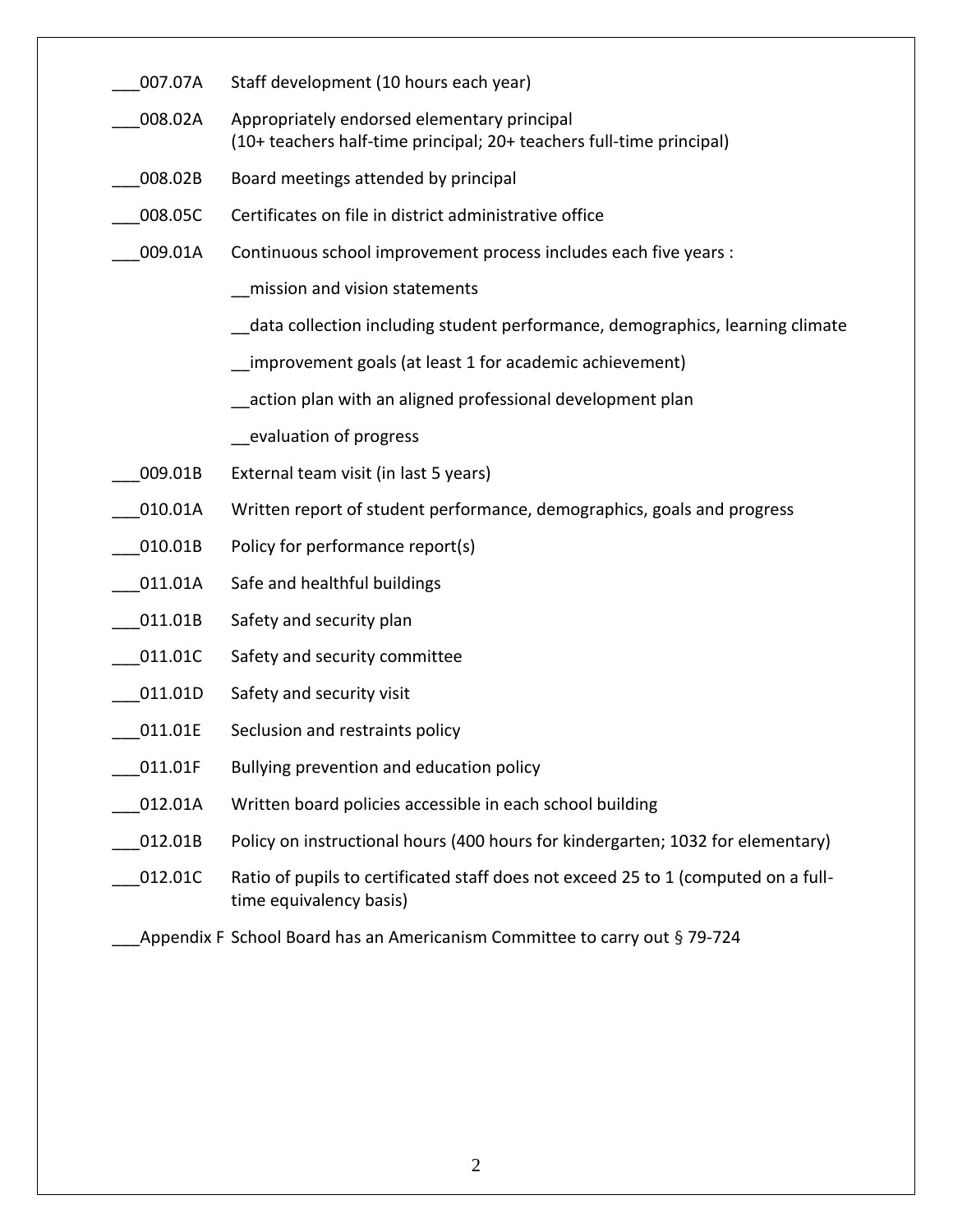___007.07A Staff development (10 hours each year)

___008.02A Appropriately endorsed elementary principal
(10+ teachers half-time principal; 20+ teachers full-time principal)

___008.02B Board meetings attended by principal

___008.05C Certificates on file in district administrative office

___009.01A Continuous school improvement process includes each five years :

__mission and vision statements

__data collection including student performance, demographics, learning climate

__improvement goals (at least 1 for academic achievement)

__action plan with an aligned professional development plan

__evaluation of progress

___009.01B External team visit (in last 5 years)

___010.01A Written report of student performance, demographics, goals and progress

___010.01B Policy for performance report(s)

___011.01A Safe and healthful buildings

___011.01B Safety and security plan

___011.01C Safety and security committee

___011.01D Safety and security visit

___011.01E Seclusion and restraints policy

___011.01F Bullying prevention and education policy

___012.01A Written board policies accessible in each school building

___012.01B Policy on instructional hours (400 hours for kindergarten; 1032 for elementary)

___012.01C Ratio of pupils to certificated staff does not exceed 25 to 1 (computed on a full-time equivalency basis)

___Appendix F School Board has an Americanism Committee to carry out § 79-724